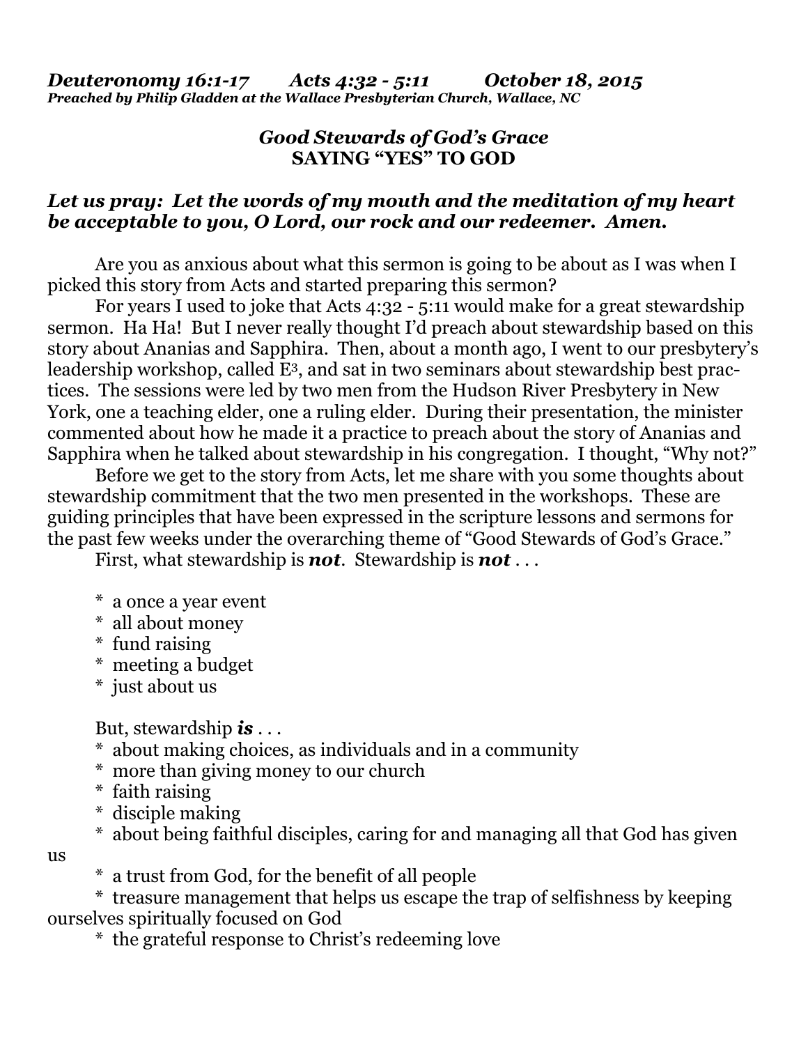***Deuteronomy 16:1-17 Acts 4:32 - 5:11 October 18, 2015***
***Preached by Philip Gladden at the Wallace Presbyterian Church, Wallace, NC***

### *Good Stewards of God's Grace*
### **SAYING "YES" TO GOD**

***Let us pray: Let the words of my mouth and the meditation of my heart be acceptable to you, O Lord, our rock and our redeemer. Amen.***

Are you as anxious about what this sermon is going to be about as I was when I picked this story from Acts and started preparing this sermon?

For years I used to joke that Acts 4:32 - 5:11 would make for a great stewardship sermon. Ha Ha! But I never really thought I'd preach about stewardship based on this story about Ananias and Sapphira. Then, about a month ago, I went to our presbytery's leadership workshop, called $E^3$, and sat in two seminars about stewardship best practices. The sessions were led by two men from the Hudson River Presbytery in New York, one a teaching elder, one a ruling elder. During their presentation, the minister commented about how he made it a practice to preach about the story of Ananias and Sapphira when he talked about stewardship in his congregation. I thought, "Why not?"

Before we get to the story from Acts, let me share with you some thoughts about stewardship commitment that the two men presented in the workshops. These are guiding principles that have been expressed in the scripture lessons and sermons for the past few weeks under the overarching theme of "Good Stewards of God's Grace."

First, what stewardship is ***not***. Stewardship is ***not*** . . .

* a once a year event
* all about money
* fund raising
* meeting a budget
* just about us

But, stewardship ***is*** . . .

* about making choices, as individuals and in a community
* more than giving money to our church
* faith raising
* disciple making
* about being faithful disciples, caring for and managing all that God has given us
* a trust from God, for the benefit of all people
* treasure management that helps us escape the trap of selfishness by keeping ourselves spiritually focused on God
* the grateful response to Christ's redeeming love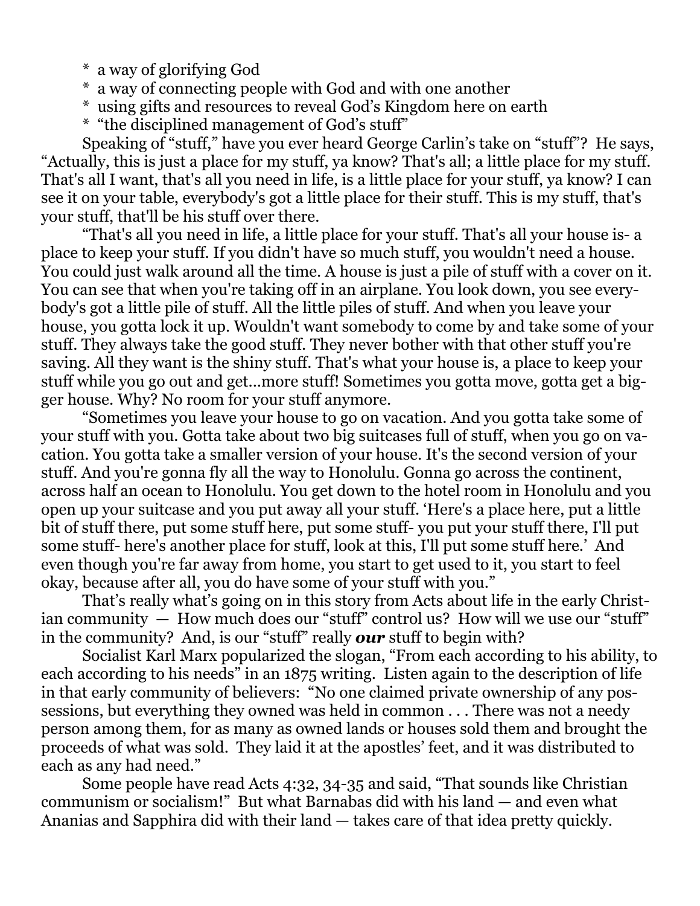* a way of glorifying God
* a way of connecting people with God and with one another
* using gifts and resources to reveal God's Kingdom here on earth
* "the disciplined management of God's stuff"

Speaking of "stuff," have you ever heard George Carlin's take on "stuff"? He says, "Actually, this is just a place for my stuff, ya know? That's all; a little place for my stuff. That's all I want, that's all you need in life, is a little place for your stuff, ya know? I can see it on your table, everybody's got a little place for their stuff. This is my stuff, that's your stuff, that'll be his stuff over there.

"That's all you need in life, a little place for your stuff. That's all your house is- a place to keep your stuff. If you didn't have so much stuff, you wouldn't need a house. You could just walk around all the time. A house is just a pile of stuff with a cover on it. You can see that when you're taking off in an airplane. You look down, you see everybody's got a little pile of stuff. All the little piles of stuff. And when you leave your house, you gotta lock it up. Wouldn't want somebody to come by and take some of your stuff. They always take the good stuff. They never bother with that other stuff you're saving. All they want is the shiny stuff. That's what your house is, a place to keep your stuff while you go out and get...more stuff! Sometimes you gotta move, gotta get a bigger house. Why? No room for your stuff anymore.

"Sometimes you leave your house to go on vacation. And you gotta take some of your stuff with you. Gotta take about two big suitcases full of stuff, when you go on vacation. You gotta take a smaller version of your house. It's the second version of your stuff. And you're gonna fly all the way to Honolulu. Gonna go across the continent, across half an ocean to Honolulu. You get down to the hotel room in Honolulu and you open up your suitcase and you put away all your stuff. 'Here's a place here, put a little bit of stuff there, put some stuff here, put some stuff- you put your stuff there, I'll put some stuff- here's another place for stuff, look at this, I'll put some stuff here.' And even though you're far away from home, you start to get used to it, you start to feel okay, because after all, you do have some of your stuff with you."

That's really what's going on in this story from Acts about life in the early Christian community — How much does our "stuff" control us? How will we use our "stuff" in the community? And, is our "stuff" really ***our*** stuff to begin with?

Socialist Karl Marx popularized the slogan, "From each according to his ability, to each according to his needs" in an 1875 writing. Listen again to the description of life in that early community of believers: "No one claimed private ownership of any possessions, but everything they owned was held in common . . . There was not a needy person among them, for as many as owned lands or houses sold them and brought the proceeds of what was sold. They laid it at the apostles' feet, and it was distributed to each as any had need."

Some people have read Acts 4:32, 34-35 and said, "That sounds like Christian communism or socialism!" But what Barnabas did with his land — and even what Ananias and Sapphira did with their land — takes care of that idea pretty quickly.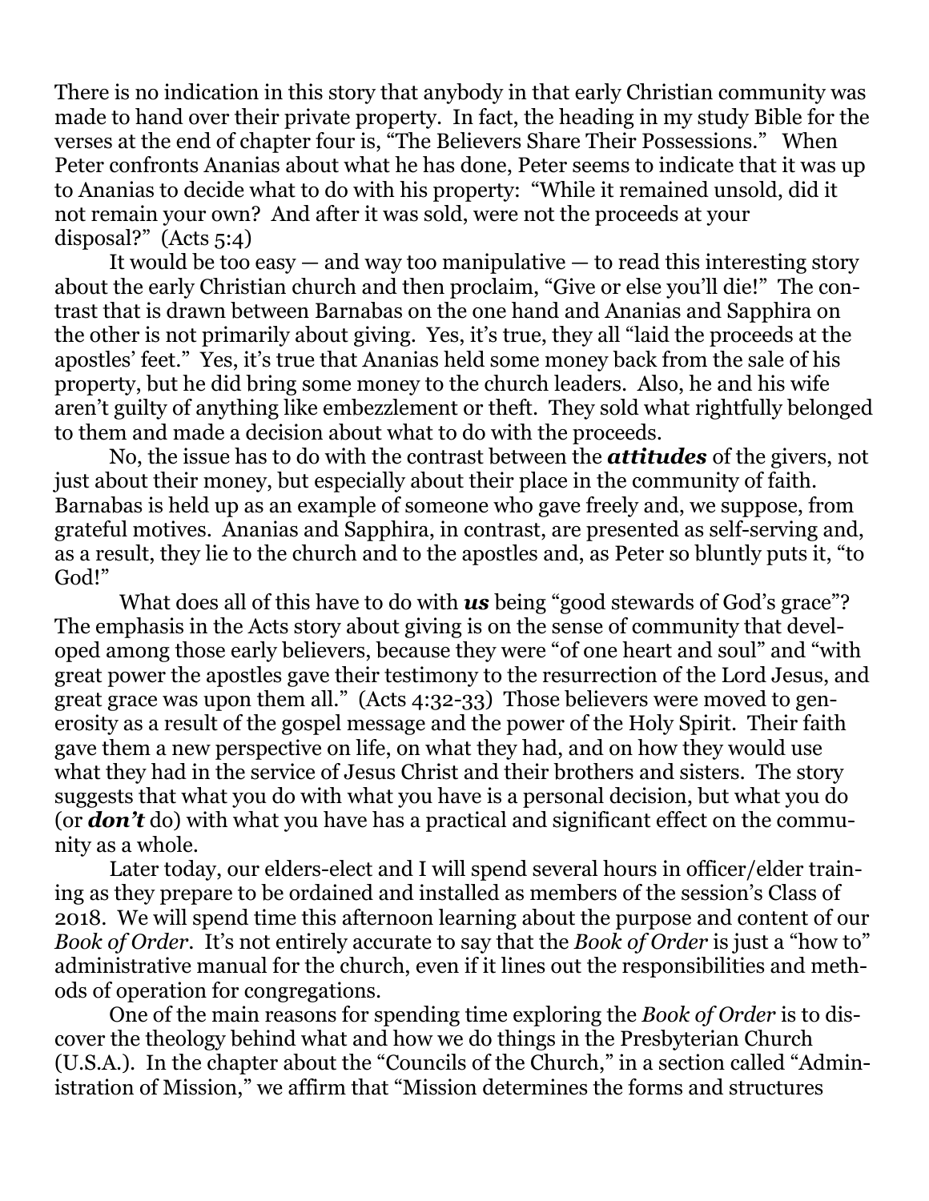There is no indication in this story that anybody in that early Christian community was made to hand over their private property. In fact, the heading in my study Bible for the verses at the end of chapter four is, "The Believers Share Their Possessions." When Peter confronts Ananias about what he has done, Peter seems to indicate that it was up to Ananias to decide what to do with his property: "While it remained unsold, did it not remain your own? And after it was sold, were not the proceeds at your disposal?" (Acts 5:4)

It would be too easy — and way too manipulative — to read this interesting story about the early Christian church and then proclaim, "Give or else you'll die!" The contrast that is drawn between Barnabas on the one hand and Ananias and Sapphira on the other is not primarily about giving. Yes, it's true, they all "laid the proceeds at the apostles' feet." Yes, it's true that Ananias held some money back from the sale of his property, but he did bring some money to the church leaders. Also, he and his wife aren't guilty of anything like embezzlement or theft. They sold what rightfully belonged to them and made a decision about what to do with the proceeds.

No, the issue has to do with the contrast between the ***attitudes*** of the givers, not just about their money, but especially about their place in the community of faith. Barnabas is held up as an example of someone who gave freely and, we suppose, from grateful motives. Ananias and Sapphira, in contrast, are presented as self-serving and, as a result, they lie to the church and to the apostles and, as Peter so bluntly puts it, "to God!"

What does all of this have to do with ***us*** being "good stewards of God's grace"? The emphasis in the Acts story about giving is on the sense of community that developed among those early believers, because they were "of one heart and soul" and "with great power the apostles gave their testimony to the resurrection of the Lord Jesus, and great grace was upon them all." (Acts 4:32-33) Those believers were moved to generosity as a result of the gospel message and the power of the Holy Spirit. Their faith gave them a new perspective on life, on what they had, and on how they would use what they had in the service of Jesus Christ and their brothers and sisters. The story suggests that what you do with what you have is a personal decision, but what you do (or ***don't*** do) with what you have has a practical and significant effect on the community as a whole.

Later today, our elders-elect and I will spend several hours in officer/elder training as they prepare to be ordained and installed as members of the session's Class of 2018. We will spend time this afternoon learning about the purpose and content of our *Book of Order*. It's not entirely accurate to say that the *Book of Order* is just a "how to" administrative manual for the church, even if it lines out the responsibilities and methods of operation for congregations.

One of the main reasons for spending time exploring the *Book of Order* is to discover the theology behind what and how we do things in the Presbyterian Church (U.S.A.). In the chapter about the "Councils of the Church," in a section called "Administration of Mission," we affirm that "Mission determines the forms and structures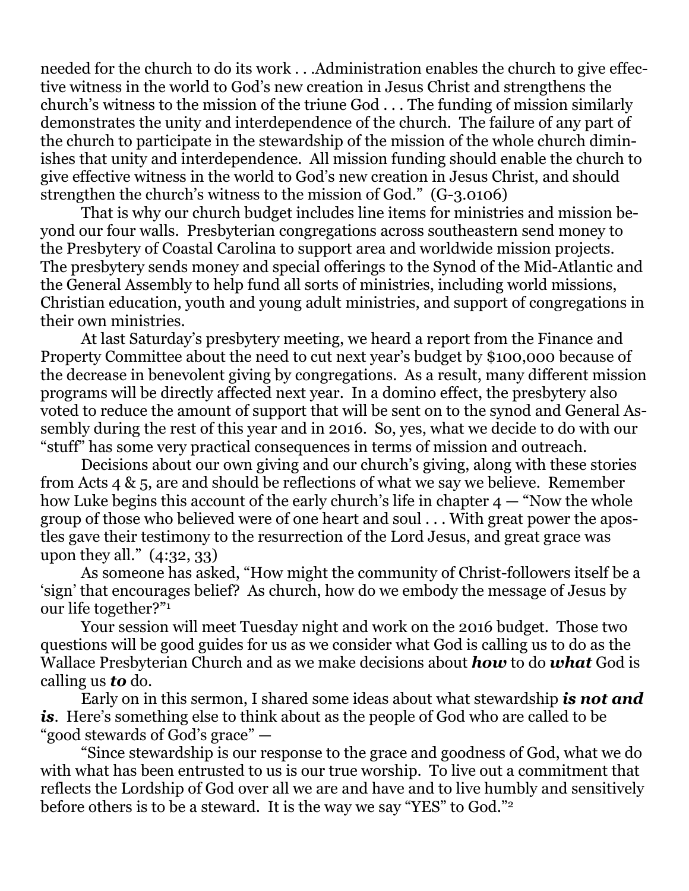needed for the church to do its work . . .Administration enables the church to give effective witness in the world to God's new creation in Jesus Christ and strengthens the church's witness to the mission of the triune God . . . The funding of mission similarly demonstrates the unity and interdependence of the church. The failure of any part of the church to participate in the stewardship of the mission of the whole church diminishes that unity and interdependence. All mission funding should enable the church to give effective witness in the world to God's new creation in Jesus Christ, and should strengthen the church's witness to the mission of God." (G-3.0106)

That is why our church budget includes line items for ministries and mission beyond our four walls. Presbyterian congregations across southeastern send money to the Presbytery of Coastal Carolina to support area and worldwide mission projects. The presbytery sends money and special offerings to the Synod of the Mid-Atlantic and the General Assembly to help fund all sorts of ministries, including world missions, Christian education, youth and young adult ministries, and support of congregations in their own ministries.

At last Saturday's presbytery meeting, we heard a report from the Finance and Property Committee about the need to cut next year's budget by $100,000 because of the decrease in benevolent giving by congregations. As a result, many different mission programs will be directly affected next year. In a domino effect, the presbytery also voted to reduce the amount of support that will be sent on to the synod and General Assembly during the rest of this year and in 2016. So, yes, what we decide to do with our "stuff" has some very practical consequences in terms of mission and outreach.

Decisions about our own giving and our church's giving, along with these stories from Acts 4 & 5, are and should be reflections of what we say we believe. Remember how Luke begins this account of the early church's life in chapter 4 — "Now the whole group of those who believed were of one heart and soul . . . With great power the apostles gave their testimony to the resurrection of the Lord Jesus, and great grace was upon they all." (4:32, 33)

As someone has asked, "How might the community of Christ-followers itself be a 'sign' that encourages belief? As church, how do we embody the message of Jesus by our life together?"[1]

Your session will meet Tuesday night and work on the 2016 budget. Those two questions will be good guides for us as we consider what God is calling us to do as the Wallace Presbyterian Church and as we make decisions about ***how*** to do ***what*** God is calling us ***to*** do.

Early on in this sermon, I shared some ideas about what stewardship ***is not and is***. Here's something else to think about as the people of God who are called to be "good stewards of God's grace" —

"Since stewardship is our response to the grace and goodness of God, what we do with what has been entrusted to us is our true worship. To live out a commitment that reflects the Lordship of God over all we are and have and to live humbly and sensitively before others is to be a steward. It is the way we say "YES" to God."[2]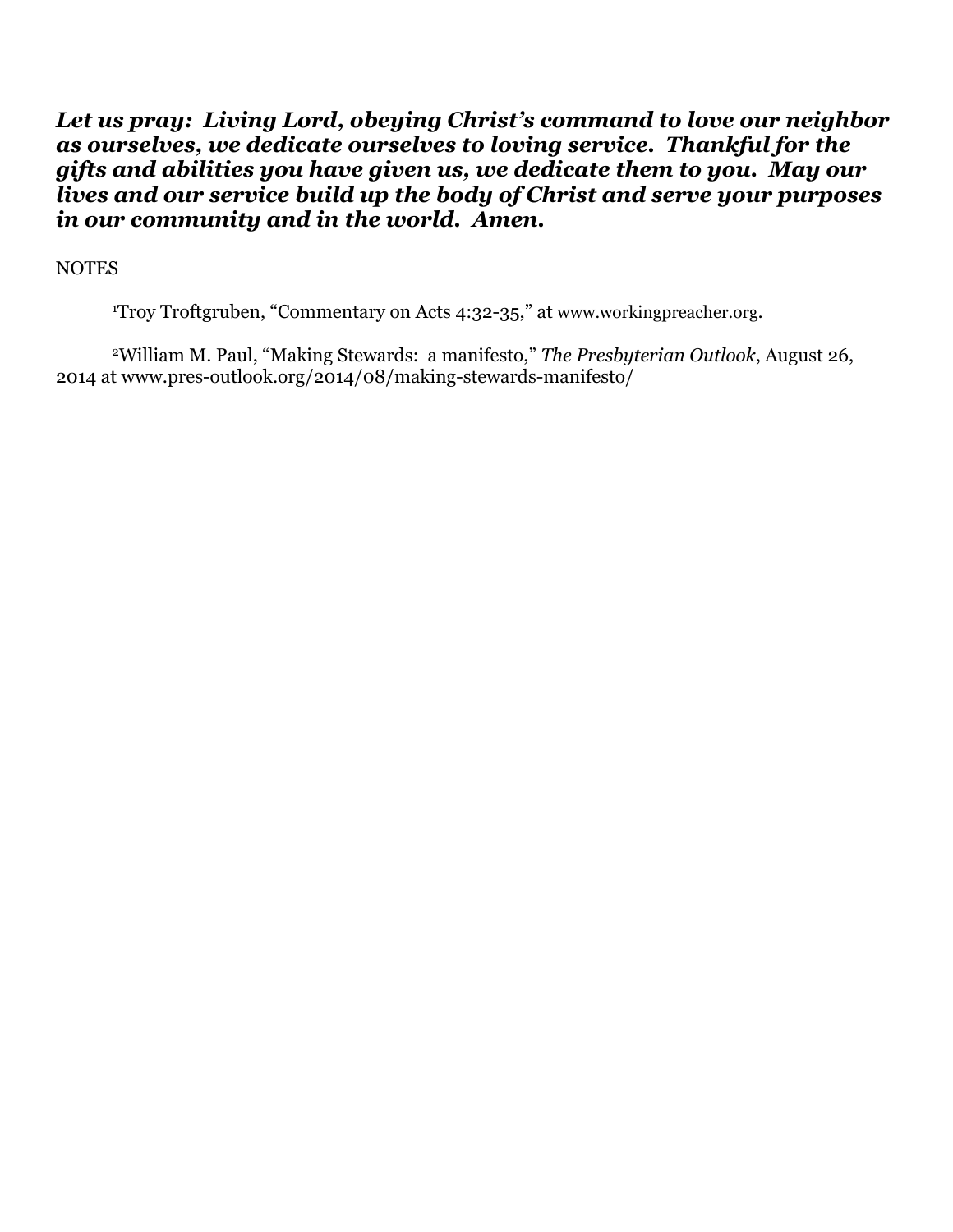***Let us pray: Living Lord, obeying Christ's command to love our neighbor as ourselves, we dedicate ourselves to loving service. Thankful for the gifts and abilities you have given us, we dedicate them to you. May our lives and our service build up the body of Christ and serve your purposes in our community and in the world. Amen.***

NOTES

[1]Troy Troftgruben, "Commentary on Acts 4:32-35," at www.workingpreacher.org.

[2]William M. Paul, "Making Stewards: a manifesto," *The Presbyterian Outlook*, August 26, 2014 at www.pres-outlook.org/2014/08/making-stewards-manifesto/